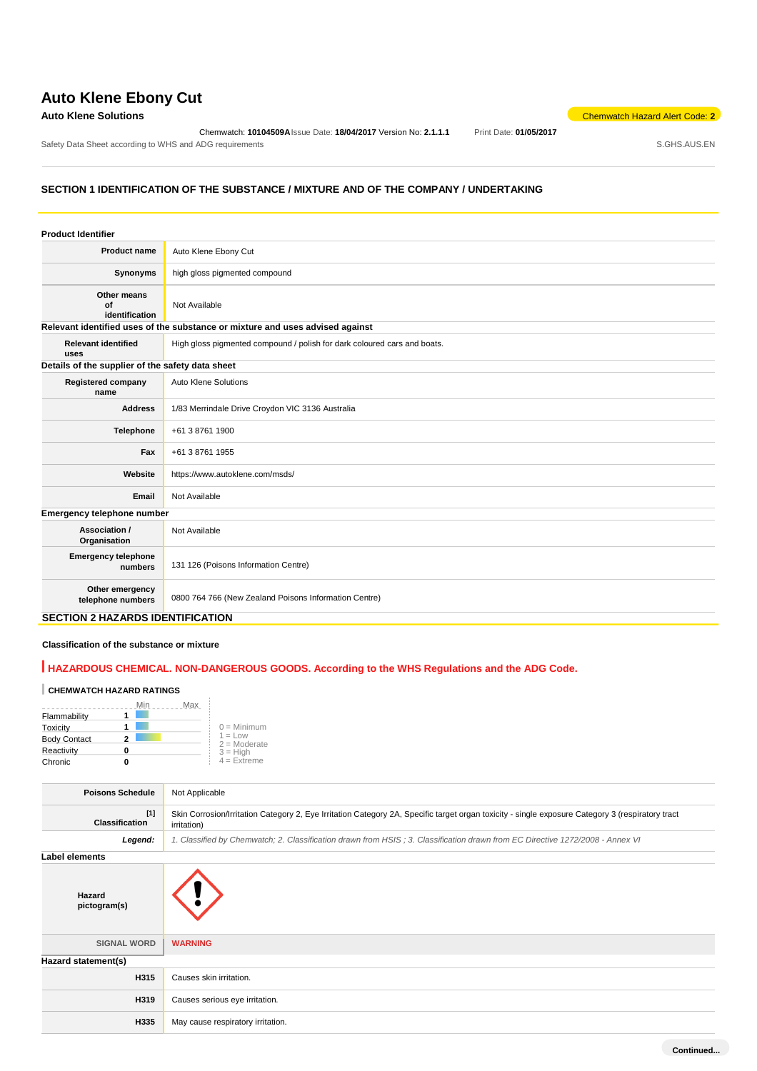# Auto Klene Ebony Cut

**Auto Klene Solutions**

Chemwatch Hazard Alert Code: **2**

Chemwatch: **10104509A** Issue Date: **18/04/2017** Version No: **2.1.1.1** Print Date: **01/05/2017**

Safety Data Sheet according to WHS and ADG requirements S.GHS.AUS.EN

## SECTION 1 IDENTIFICATION OF THE SUBSTANCE / MIXTURE AND OF THE COMPANY / UNDERTAKING

### Product Identifier

| | |
|---|---|
| **Product name** | Auto Klene Ebony Cut |
| **Synonyms** | high gloss pigmented compound |
| **Other means of identification** | Not Available |

### Relevant identified uses of the substance or mixture and uses advised against

| | |
|---|---|
| **Relevant identified uses** | High gloss pigmented compound / polish for dark coloured cars and boats. |

### Details of the supplier of the safety data sheet

| | |
|---|---|
| **Registered company name** | Auto Klene Solutions |
| **Address** | 1/83 Merrindale Drive Croydon VIC 3136 Australia |
| **Telephone** | +61 3 8761 1900 |
| **Fax** | +61 3 8761 1955 |
| **Website** | https://www.autoklene.com/msds/ |
| **Email** | Not Available |

### Emergency telephone number

| | |
|---|---|
| **Association / Organisation** | Not Available |
| **Emergency telephone numbers** | 131 126 (Poisons Information Centre) |
| **Other emergency telephone numbers** | 0800 764 766 (New Zealand Poisons Information Centre) |

## SECTION 2 HAZARDS IDENTIFICATION

### Classification of the substance or mixture

**HAZARDOUS CHEMICAL. NON-DANGEROUS GOODS. According to the WHS Regulations and the ADG Code.**

**CHEMWATCH HAZARD RATINGS**

| | Rating (Min–Max) |
|---|---|
| Flammability | 1 |
| Toxicity | 1 |
| Body Contact | 2 |
| Reactivity | 0 |
| Chronic | 0 |

0 = Minimum
1 = Low
2 = Moderate
3 = High
4 = Extreme

| | |
|---|---|
| **Poisons Schedule** | Not Applicable |
| **Classification** [1] | Skin Corrosion/Irritation Category 2, Eye Irritation Category 2A, Specific target organ toxicity - single exposure Category 3 (respiratory tract irritation) |
| ***Legend:*** | *1. Classified by Chemwatch; 2. Classification drawn from HSIS ; 3. Classification drawn from EC Directive 1272/2008 - Annex VI* |

### Label elements

| | |
|---|---|
| **Hazard pictogram(s)** | |
| **SIGNAL WORD** | **WARNING** |

### Hazard statement(s)

| | |
|---|---|
| **H315** | Causes skin irritation. |
| **H319** | Causes serious eye irritation. |
| **H335** | May cause respiratory irritation. |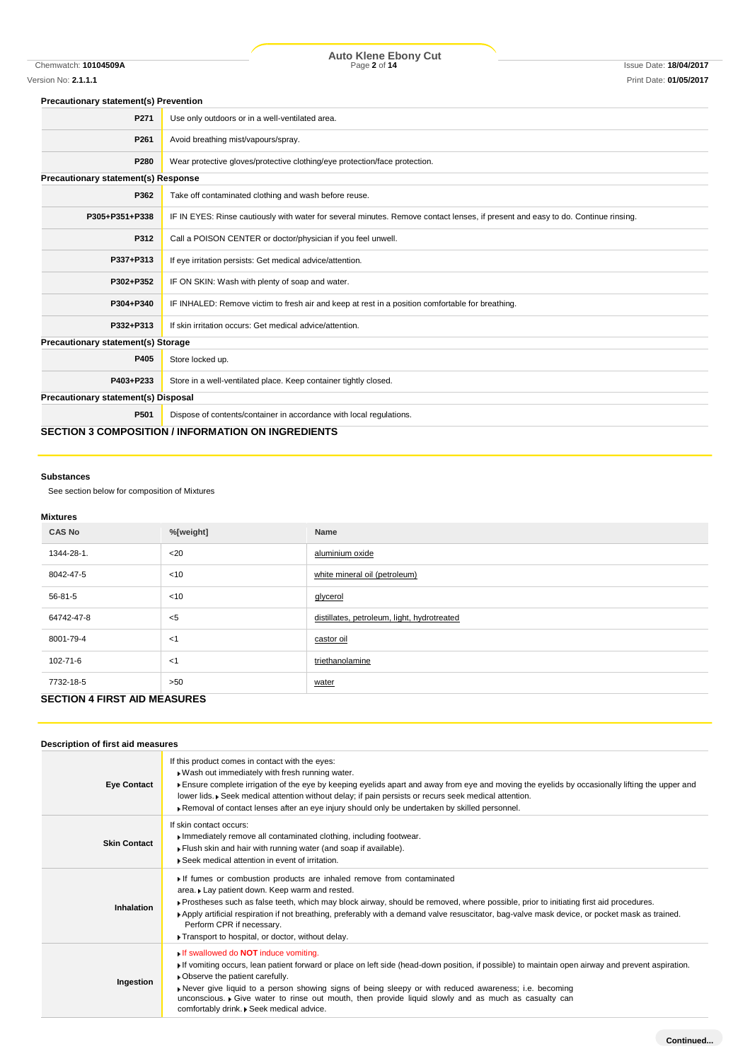**Precautionary statement(s) Prevention**

| | |
|---|---|
| P271 | Use only outdoors or in a well-ventilated area. |
| P261 | Avoid breathing mist/vapours/spray. |
| P280 | Wear protective gloves/protective clothing/eye protection/face protection. |

**Precautionary statement(s) Response**

| | |
|---|---|
| P362 | Take off contaminated clothing and wash before reuse. |
| P305+P351+P338 | IF IN EYES: Rinse cautiously with water for several minutes. Remove contact lenses, if present and easy to do. Continue rinsing. |
| P312 | Call a POISON CENTER or doctor/physician if you feel unwell. |
| P337+P313 | If eye irritation persists: Get medical advice/attention. |
| P302+P352 | IF ON SKIN: Wash with plenty of soap and water. |
| P304+P340 | IF INHALED: Remove victim to fresh air and keep at rest in a position comfortable for breathing. |
| P332+P313 | If skin irritation occurs: Get medical advice/attention. |

**Precautionary statement(s) Storage**

| | |
|---|---|
| P405 | Store locked up. |
| P403+P233 | Store in a well-ventilated place. Keep container tightly closed. |

**Precautionary statement(s) Disposal**

| | |
|---|---|
| P501 | Dispose of contents/container in accordance with local regulations. |

## SECTION 3 COMPOSITION / INFORMATION ON INGREDIENTS

**Substances**

See section below for composition of Mixtures

**Mixtures**

| CAS No | %[weight] | Name |
|---|---|---|
| 1344-28-1. | <20 | aluminium oxide |
| 8042-47-5 | <10 | white mineral oil (petroleum) |
| 56-81-5 | <10 | glycerol |
| 64742-47-8 | <5 | distillates, petroleum, light, hydrotreated |
| 8001-79-4 | <1 | castor oil |
| 102-71-6 | <1 | triethanolamine |
| 7732-18-5 | >50 | water |

## SECTION 4 FIRST AID MEASURES

**Description of first aid measures**

| | |
|---|---|
| **Eye Contact** | If this product comes in contact with the eyes:<br>▸ Wash out immediately with fresh running water.<br>▸ Ensure complete irrigation of the eye by keeping eyelids apart and away from eye and moving the eyelids by occasionally lifting the upper and lower lids. ▸ Seek medical attention without delay; if pain persists or recurs seek medical attention.<br>▸ Removal of contact lenses after an eye injury should only be undertaken by skilled personnel. |
| **Skin Contact** | If skin contact occurs:<br>▸ Immediately remove all contaminated clothing, including footwear.<br>▸ Flush skin and hair with running water (and soap if available).<br>▸ Seek medical attention in event of irritation. |
| **Inhalation** | ▸ If fumes or combustion products are inhaled remove from contaminated area. ▸ Lay patient down. Keep warm and rested.<br>▸ Prostheses such as false teeth, which may block airway, should be removed, where possible, prior to initiating first aid procedures.<br>▸ Apply artificial respiration if not breathing, preferably with a demand valve resuscitator, bag-valve mask device, or pocket mask as trained. Perform CPR if necessary.<br>▸ Transport to hospital, or doctor, without delay. |
| **Ingestion** | ▸ If swallowed do **NOT** induce vomiting.<br>▸ If vomiting occurs, lean patient forward or place on left side (head-down position, if possible) to maintain open airway and prevent aspiration.<br>▸ Observe the patient carefully.<br>▸ Never give liquid to a person showing signs of being sleepy or with reduced awareness; i.e. becoming unconscious. ▸ Give water to rinse out mouth, then provide liquid slowly and as much as casualty can comfortably drink. ▸ Seek medical advice. |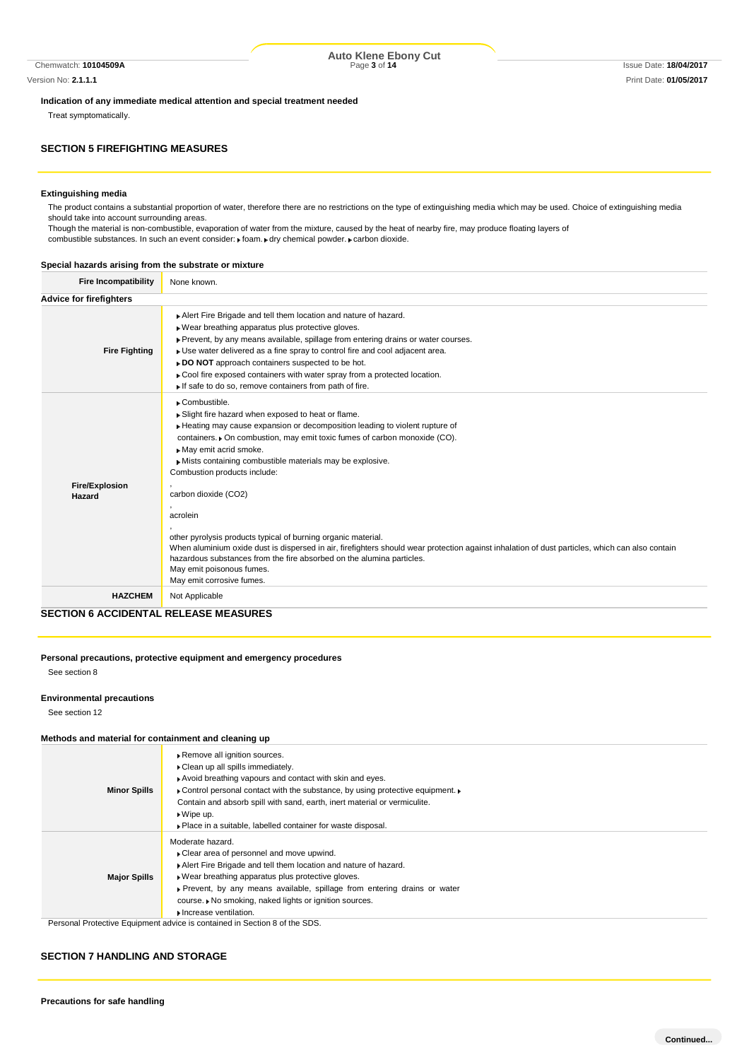**Indication of any immediate medical attention and special treatment needed**

Treat symptomatically.

## SECTION 5 FIREFIGHTING MEASURES

**Extinguishing media**

The product contains a substantial proportion of water, therefore there are no restrictions on the type of extinguishing media which may be used. Choice of extinguishing media should take into account surrounding areas.
Though the material is non-combustible, evaporation of water from the mixture, caused by the heat of nearby fire, may produce floating layers of combustible substances. In such an event consider: ▸ foam. ▸ dry chemical powder. ▸ carbon dioxide.

**Special hazards arising from the substrate or mixture**

| **Fire Incompatibility** | None known. |
|---|---|

**Advice for firefighters**

| | |
|---|---|
| **Fire Fighting** | ▸ Alert Fire Brigade and tell them location and nature of hazard.<br>▸ Wear breathing apparatus plus protective gloves.<br>▸ Prevent, by any means available, spillage from entering drains or water courses.<br>▸ Use water delivered as a fine spray to control fire and cool adjacent area.<br>▸ **DO NOT** approach containers suspected to be hot.<br>▸ Cool fire exposed containers with water spray from a protected location.<br>▸ If safe to do so, remove containers from path of fire. |
| **Fire/Explosion Hazard** | ▸ Combustible.<br>▸ Slight fire hazard when exposed to heat or flame.<br>▸ Heating may cause expansion or decomposition leading to violent rupture of containers. ▸ On combustion, may emit toxic fumes of carbon monoxide (CO).<br>▸ May emit acrid smoke.<br>▸ Mists containing combustible materials may be explosive.<br>Combustion products include:<br>,<br>carbon dioxide ($CO_2$)<br>,<br>acrolein<br>,<br>other pyrolysis products typical of burning organic material.<br>When aluminium oxide dust is dispersed in air, firefighters should wear protection against inhalation of dust particles, which can also contain hazardous substances from the fire absorbed on the alumina particles.<br>May emit poisonous fumes.<br>May emit corrosive fumes. |
| **HAZCHEM** | Not Applicable |

## SECTION 6 ACCIDENTAL RELEASE MEASURES

**Personal precautions, protective equipment and emergency procedures**

See section 8

**Environmental precautions**

See section 12

**Methods and material for containment and cleaning up**

| | |
|---|---|
| **Minor Spills** | ▸ Remove all ignition sources.<br>▸ Clean up all spills immediately.<br>▸ Avoid breathing vapours and contact with skin and eyes.<br>▸ Control personal contact with the substance, by using protective equipment. ▸ Contain and absorb spill with sand, earth, inert material or vermiculite.<br>▸ Wipe up.<br>▸ Place in a suitable, labelled container for waste disposal. |
| **Major Spills** | Moderate hazard.<br>▸ Clear area of personnel and move upwind.<br>▸ Alert Fire Brigade and tell them location and nature of hazard.<br>▸ Wear breathing apparatus plus protective gloves.<br>▸ Prevent, by any means available, spillage from entering drains or water course. ▸ No smoking, naked lights or ignition sources.<br>▸ Increase ventilation. |

Personal Protective Equipment advice is contained in Section 8 of the SDS.

## SECTION 7 HANDLING AND STORAGE

**Precautions for safe handling**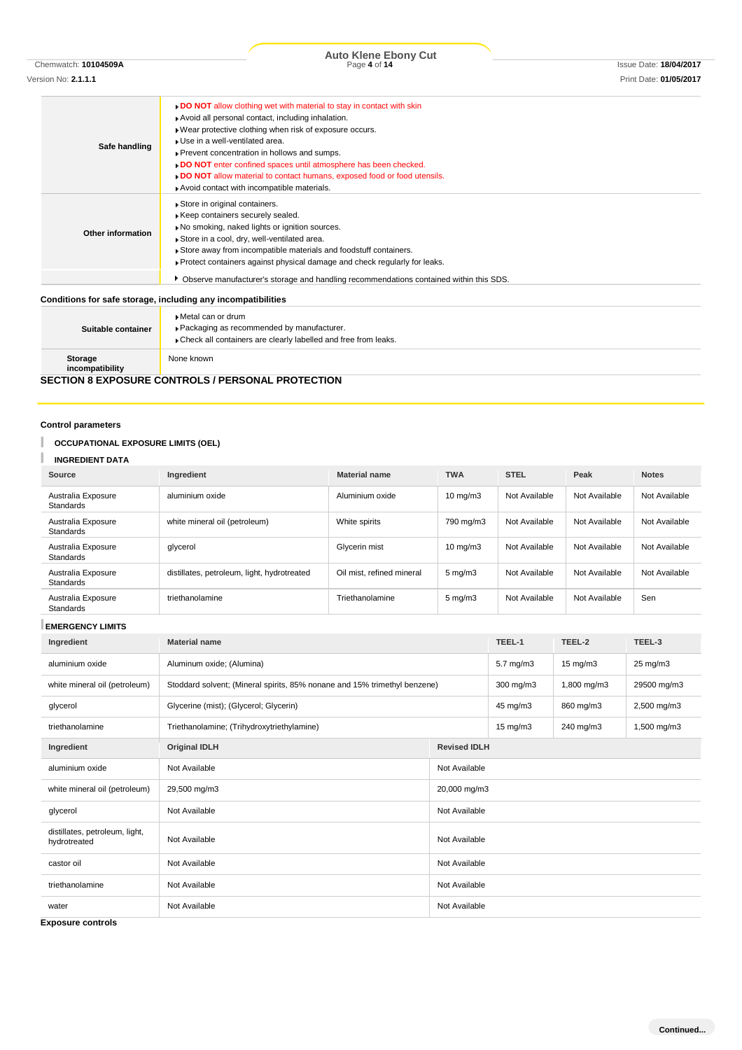| | |
|---|---|
| Safe handling | DO NOT allow clothing wet with material to stay in contact with skin<br>Avoid all personal contact, including inhalation.<br>Wear protective clothing when risk of exposure occurs.<br>Use in a well-ventilated area.<br>Prevent concentration in hollows and sumps.<br>DO NOT enter confined spaces until atmosphere has been checked.<br>DO NOT allow material to contact humans, exposed food or food utensils.<br>Avoid contact with incompatible materials. |
| Other information | Store in original containers.<br>Keep containers securely sealed.<br>No smoking, naked lights or ignition sources.<br>Store in a cool, dry, well-ventilated area.<br>Store away from incompatible materials and foodstuff containers.<br>Protect containers against physical damage and check regularly for leaks. |
| | Observe manufacturer's storage and handling recommendations contained within this SDS. |

**Conditions for safe storage, including any incompatibilities**

| | |
|---|---|
| Suitable container | Metal can or drum<br>Packaging as recommended by manufacturer.<br>Check all containers are clearly labelled and free from leaks. |
| Storage incompatibility | None known |

## SECTION 8 EXPOSURE CONTROLS / PERSONAL PROTECTION

### Control parameters

**OCCUPATIONAL EXPOSURE LIMITS (OEL)**

**INGREDIENT DATA**

| Source | Ingredient | Material name | TWA | STEL | Peak | Notes |
|---|---|---|---|---|---|---|
| Australia Exposure Standards | aluminium oxide | Aluminium oxide | 10 mg/m3 | Not Available | Not Available | Not Available |
| Australia Exposure Standards | white mineral oil (petroleum) | White spirits | 790 mg/m3 | Not Available | Not Available | Not Available |
| Australia Exposure Standards | glycerol | Glycerin mist | 10 mg/m3 | Not Available | Not Available | Not Available |
| Australia Exposure Standards | distillates, petroleum, light, hydrotreated | Oil mist, refined mineral | 5 mg/m3 | Not Available | Not Available | Not Available |
| Australia Exposure Standards | triethanolamine | Triethanolamine | 5 mg/m3 | Not Available | Not Available | Sen |

**EMERGENCY LIMITS**

| Ingredient | Material name | TEEL-1 | TEEL-2 | TEEL-3 |
|---|---|---|---|---|
| aluminium oxide | Aluminum oxide; (Alumina) | 5.7 mg/m3 | 15 mg/m3 | 25 mg/m3 |
| white mineral oil (petroleum) | Stoddard solvent; (Mineral spirits, 85% nonane and 15% trimethyl benzene) | 300 mg/m3 | 1,800 mg/m3 | 29500 mg/m3 |
| glycerol | Glycerine (mist); (Glycerol; Glycerin) | 45 mg/m3 | 860 mg/m3 | 2,500 mg/m3 |
| triethanolamine | Triethanolamine; (Trihydroxytriethylamine) | 15 mg/m3 | 240 mg/m3 | 1,500 mg/m3 |

| Ingredient | Original IDLH | Revised IDLH |
|---|---|---|
| aluminium oxide | Not Available | Not Available |
| white mineral oil (petroleum) | 29,500 mg/m3 | 20,000 mg/m3 |
| glycerol | Not Available | Not Available |
| distillates, petroleum, light, hydrotreated | Not Available | Not Available |
| castor oil | Not Available | Not Available |
| triethanolamine | Not Available | Not Available |
| water | Not Available | Not Available |

**Exposure controls**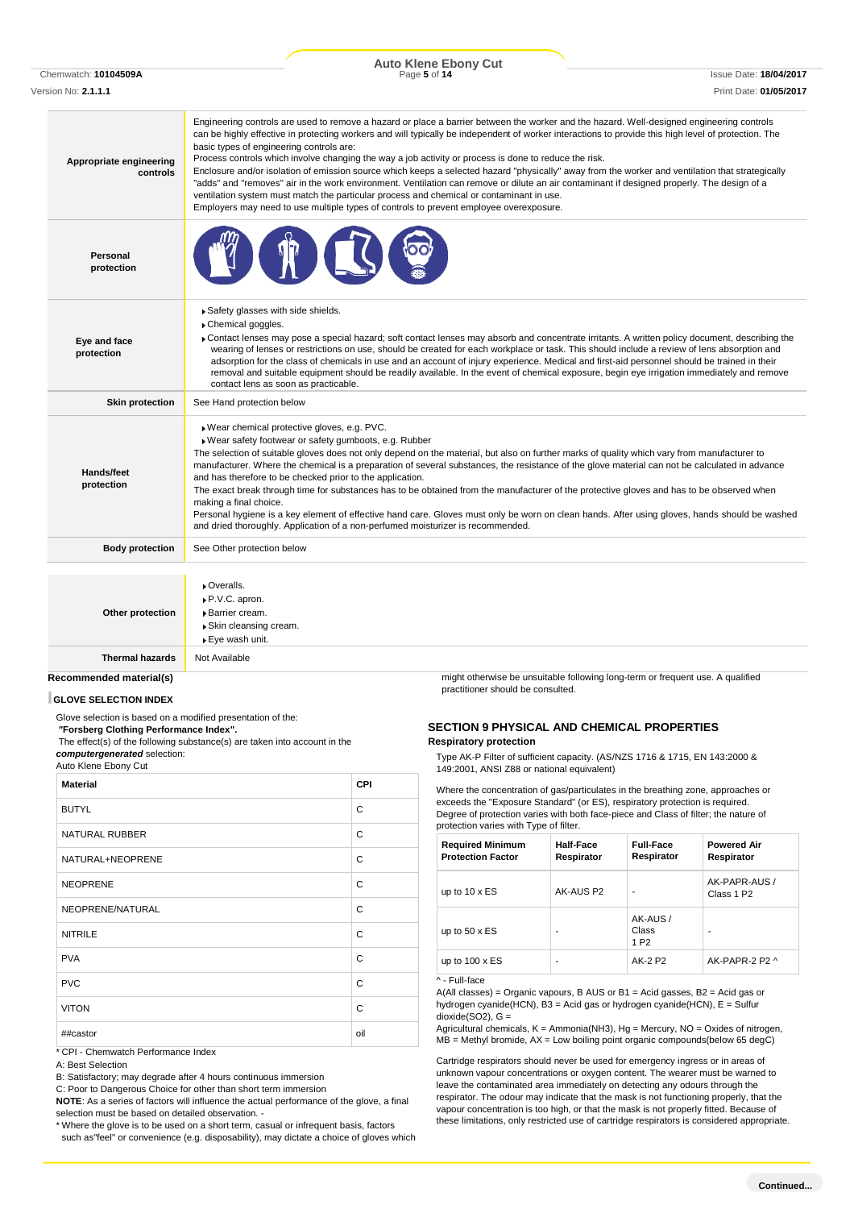| | |
|---|---|
| **Appropriate engineering controls** | Engineering controls are used to remove a hazard or place a barrier between the worker and the hazard. Well-designed engineering controls can be highly effective in protecting workers and will typically be independent of worker interactions to provide this high level of protection. The basic types of engineering controls are:<br>Process controls which involve changing the way a job activity or process is done to reduce the risk.<br>Enclosure and/or isolation of emission source which keeps a selected hazard "physically" away from the worker and ventilation that strategically "adds" and "removes" air in the work environment. Ventilation can remove or dilute an air contaminant if designed properly. The design of a ventilation system must match the particular process and chemical or contaminant in use.<br>Employers may need to use multiple types of controls to prevent employee overexposure. |
| **Personal protection** | |
| **Eye and face protection** | ▸ Safety glasses with side shields.<br>▸ Chemical goggles.<br>▸ Contact lenses may pose a special hazard; soft contact lenses may absorb and concentrate irritants. A written policy document, describing the wearing of lenses or restrictions on use, should be created for each workplace or task. This should include a review of lens absorption and adsorption for the class of chemicals in use and an account of injury experience. Medical and first-aid personnel should be trained in their removal and suitable equipment should be readily available. In the event of chemical exposure, begin eye irrigation immediately and remove contact lens as soon as practicable. |
| **Skin protection** | See Hand protection below |
| **Hands/feet protection** | ▸ Wear chemical protective gloves, e.g. PVC.<br>▸ Wear safety footwear or safety gumboots, e.g. Rubber<br>The selection of suitable gloves does not only depend on the material, but also on further marks of quality which vary from manufacturer to manufacturer. Where the chemical is a preparation of several substances, the resistance of the glove material can not be calculated in advance and has therefore to be checked prior to the application.<br>The exact break through time for substances has to be obtained from the manufacturer of the protective gloves and has to be observed when making a final choice.<br>Personal hygiene is a key element of effective hand care. Gloves must only be worn on clean hands. After using gloves, hands should be washed and dried thoroughly. Application of a non-perfumed moisturizer is recommended. |
| **Body protection** | See Other protection below |
| **Other protection** | ▸ Overalls.<br>▸ P.V.C. apron.<br>▸ Barrier cream.<br>▸ Skin cleansing cream.<br>▸ Eye wash unit. |
| **Thermal hazards** | Not Available |

**Recommended material(s)**

**GLOVE SELECTION INDEX**

Glove selection is based on a modified presentation of the:
***"Forsberg Clothing Performance Index".***
The effect(s) of the following substance(s) are taken into account in the ***computergenerated*** selection:
Auto Klene Ebony Cut

| Material | CPI |
|---|---|
| BUTYL | C |
| NATURAL RUBBER | C |
| NATURAL+NEOPRENE | C |
| NEOPRENE | C |
| NEOPRENE/NATURAL | C |
| NITRILE | C |
| PVA | C |
| PVC | C |
| VITON | C |
| ##castor | oil |

\* CPI - Chemwatch Performance Index

A: Best Selection

B: Satisfactory; may degrade after 4 hours continuous immersion

C: Poor to Dangerous Choice for other than short term immersion

**NOTE**: As a series of factors will influence the actual performance of the glove, a final selection must be based on detailed observation. -

\* Where the glove is to be used on a short term, casual or infrequent basis, factors such as"feel" or convenience (e.g. disposability), may dictate a choice of gloves which might otherwise be unsuitable following long-term or frequent use. A qualified practitioner should be consulted.

## SECTION 9 PHYSICAL AND CHEMICAL PROPERTIES

**Respiratory protection**

Type AK-P Filter of sufficient capacity. (AS/NZS 1716 & 1715, EN 143:2000 & 149:2001, ANSI Z88 or national equivalent)

Where the concentration of gas/particulates in the breathing zone, approaches or exceeds the "Exposure Standard" (or ES), respiratory protection is required. Degree of protection varies with both face-piece and Class of filter; the nature of protection varies with Type of filter.

| Required Minimum Protection Factor | Half-Face Respirator | Full-Face Respirator | Powered Air Respirator |
|---|---|---|---|
| up to 10 x ES | AK-AUS P2 | - | AK-PAPR-AUS / Class 1 P2 |
| up to 50 x ES | - | AK-AUS / Class 1 P2 | - |
| up to 100 x ES | - | AK-2 P2 | AK-PAPR-2 P2 ^ |

^ - Full-face

A(All classes) = Organic vapours, B AUS or B1 = Acid gasses, B2 = Acid gas or hydrogen cyanide(HCN), B3 = Acid gas or hydrogen cyanide(HCN), E = Sulfur dioxide($SO_2$), G = Agricultural chemicals, K = Ammonia($NH_3$), Hg = Mercury, NO = Oxides of nitrogen, MB = Methyl bromide, AX = Low boiling point organic compounds(below 65 degC)

Cartridge respirators should never be used for emergency ingress or in areas of unknown vapour concentrations or oxygen content. The wearer must be warned to leave the contaminated area immediately on detecting any odours through the respirator. The odour may indicate that the mask is not functioning properly, that the vapour concentration is too high, or that the mask is not properly fitted. Because of these limitations, only restricted use of cartridge respirators is considered appropriate.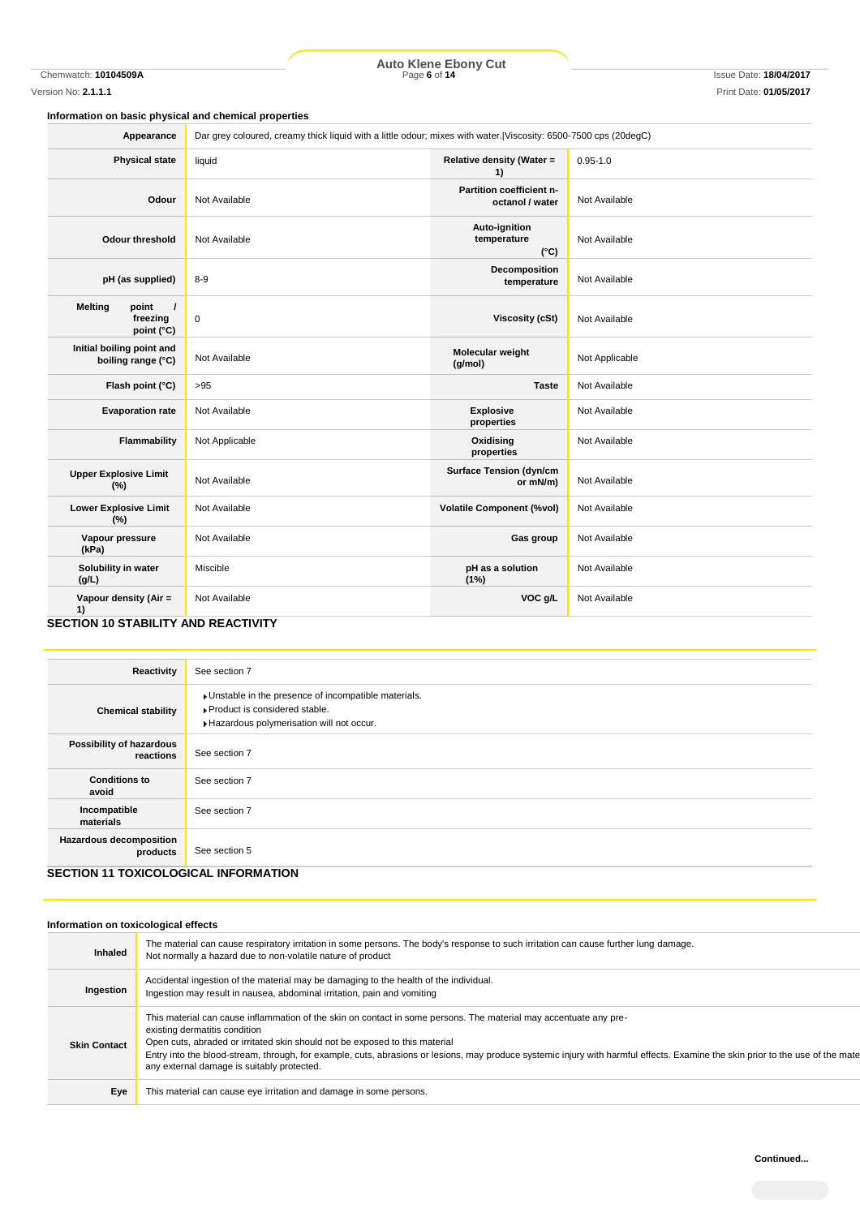### Information on basic physical and chemical properties

| Appearance | Dar grey coloured, creamy thick liquid with a little odour; mixes with water.\|Viscosity: 6500-7500 cps (20degC) | | |
|---|---|---|---|
| Physical state | liquid | Relative density (Water = 1) | 0.95-1.0 |
| Odour | Not Available | Partition coefficient n-octanol / water | Not Available |
| Odour threshold | Not Available | Auto-ignition temperature (°C) | Not Available |
| pH (as supplied) | 8-9 | Decomposition temperature | Not Available |
| Melting point / freezing point (°C) | 0 | Viscosity (cSt) | Not Available |
| Initial boiling point and boiling range (°C) | Not Available | Molecular weight (g/mol) | Not Applicable |
| Flash point (°C) | >95 | Taste | Not Available |
| Evaporation rate | Not Available | Explosive properties | Not Available |
| Flammability | Not Applicable | Oxidising properties | Not Available |
| Upper Explosive Limit (%) | Not Available | Surface Tension (dyn/cm or mN/m) | Not Available |
| Lower Explosive Limit (%) | Not Available | Volatile Component (%vol) | Not Available |
| Vapour pressure (kPa) | Not Available | Gas group | Not Available |
| Solubility in water (g/L) | Miscible | pH as a solution (1%) | Not Available |
| Vapour density (Air = 1) | Not Available | VOC g/L | Not Available |

## SECTION 10 STABILITY AND REACTIVITY

| | |
|---|---|
| Reactivity | See section 7 |
| Chemical stability | Unstable in the presence of incompatible materials.<br>Product is considered stable.<br>Hazardous polymerisation will not occur. |
| Possibility of hazardous reactions | See section 7 |
| Conditions to avoid | See section 7 |
| Incompatible materials | See section 7 |
| Hazardous decomposition products | See section 5 |

## SECTION 11 TOXICOLOGICAL INFORMATION

### Information on toxicological effects

| | |
|---|---|
| Inhaled | The material can cause respiratory irritation in some persons. The body's response to such irritation can cause further lung damage.<br>Not normally a hazard due to non-volatile nature of product |
| Ingestion | Accidental ingestion of the material may be damaging to the health of the individual.<br>Ingestion may result in nausea, abdominal irritation, pain and vomiting |
| Skin Contact | This material can cause inflammation of the skin on contact in some persons. The material may accentuate any pre-existing dermatitis condition<br>Open cuts, abraded or irritated skin should not be exposed to this material<br>Entry into the blood-stream, through, for example, cuts, abrasions or lesions, may produce systemic injury with harmful effects. Examine the skin prior to the use of the mate any external damage is suitably protected. |
| Eye | This material can cause eye irritation and damage in some persons. |

Continued...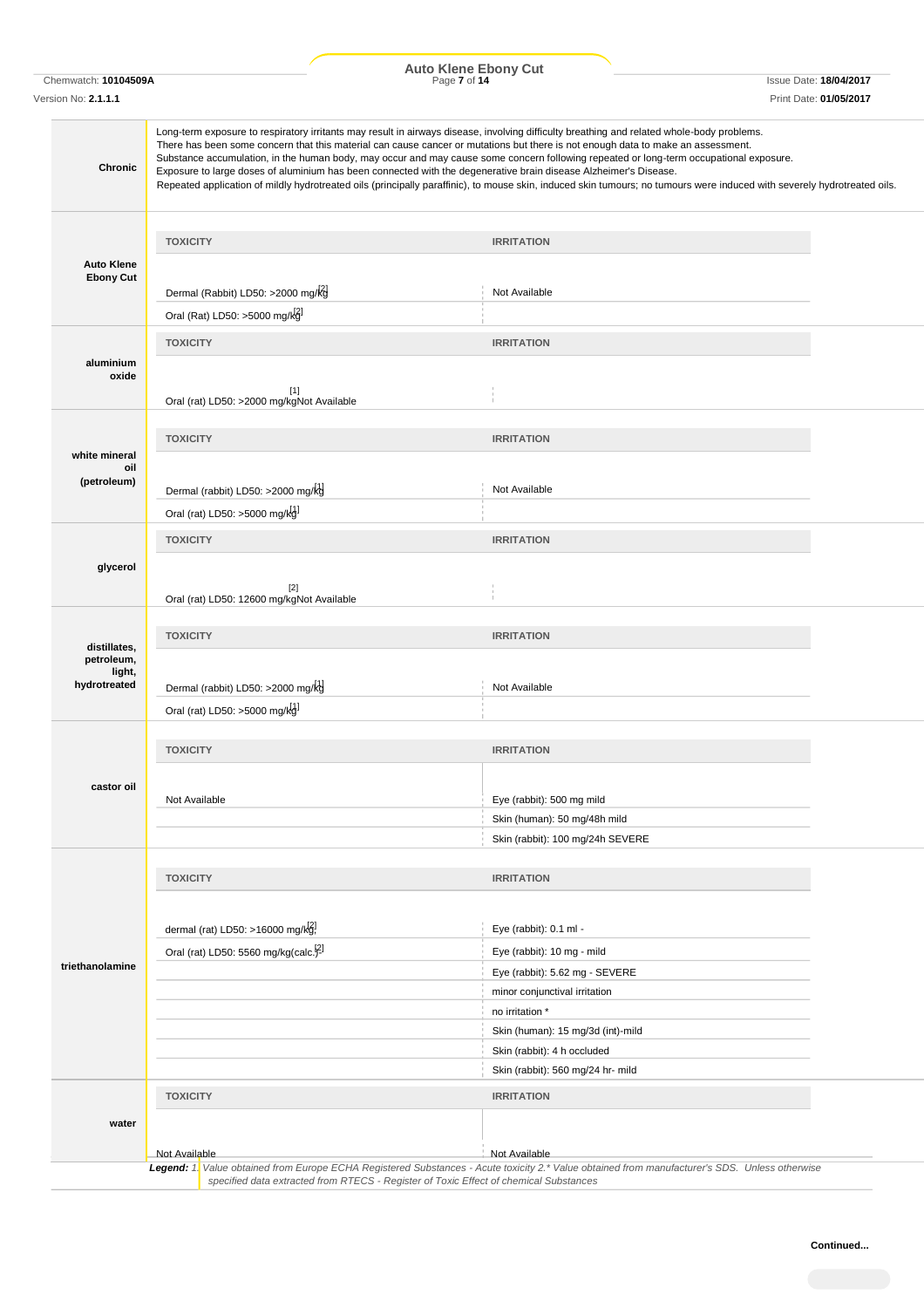| | |
|---|---|
| **Chronic** | Long-term exposure to respiratory irritants may result in airways disease, involving difficulty breathing and related whole-body problems.<br>There has been some concern that this material can cause cancer or mutations but there is not enough data to make an assessment.<br>Substance accumulation, in the human body, may occur and may cause some concern following repeated or long-term occupational exposure.<br>Exposure to large doses of aluminium has been connected with the degenerative brain disease Alzheimer's Disease.<br>Repeated application of mildly hydrotreated oils (principally paraffinic), to mouse skin, induced skin tumours; no tumours were induced with severely hydrotreated oils. |

| | TOXICITY | IRRITATION |
|---|---|---|
| **Auto Klene Ebony Cut** | Dermal (Rabbit) LD50: >2000 mg/kg[2] | Not Available |
| | Oral (Rat) LD50: >5000 mg/kg[2] | |

| | TOXICITY | IRRITATION |
|---|---|---|
| **aluminium oxide** | Oral (rat) LD50: >2000 mg/kg[1] | Not Available |

| | TOXICITY | IRRITATION |
|---|---|---|
| **white mineral oil (petroleum)** | Dermal (rabbit) LD50: >2000 mg/kg[1] | Not Available |
| | Oral (rat) LD50: >5000 mg/kg[1] | |

| | TOXICITY | IRRITATION |
|---|---|---|
| **glycerol** | Oral (rat) LD50: 12600 mg/kg[2] | Not Available |

| | TOXICITY | IRRITATION |
|---|---|---|
| **distillates, petroleum, light, hydrotreated** | Dermal (rabbit) LD50: >2000 mg/kg[1] | Not Available |
| | Oral (rat) LD50: >5000 mg/kg[1] | |

| | TOXICITY | IRRITATION |
|---|---|---|
| **castor oil** | Not Available | Eye (rabbit): 500 mg mild |
| | | Skin (human): 50 mg/48h mild |
| | | Skin (rabbit): 100 mg/24h SEVERE |

| | TOXICITY | IRRITATION |
|---|---|---|
| **triethanolamine** | dermal (rat) LD50: >16000 mg/kg[2] | Eye (rabbit): 0.1 ml - |
| | Oral (rat) LD50: 5560 mg/kg(calc.)[2] | Eye (rabbit): 10 mg - mild |
| | | Eye (rabbit): 5.62 mg - SEVERE |
| | | minor conjunctival irritation |
| | | no irritation * |
| | | Skin (human): 15 mg/3d (int)-mild |
| | | Skin (rabbit): 4 h occluded |
| | | Skin (rabbit): 560 mg/24 hr- mild |

| | TOXICITY | IRRITATION |
|---|---|---|
| **water** | Not Available | Not Available |

***Legend:*** *1. Value obtained from Europe ECHA Registered Substances - Acute toxicity 2.\* Value obtained from manufacturer's SDS. Unless otherwise specified data extracted from RTECS - Register of Toxic Effect of chemical Substances*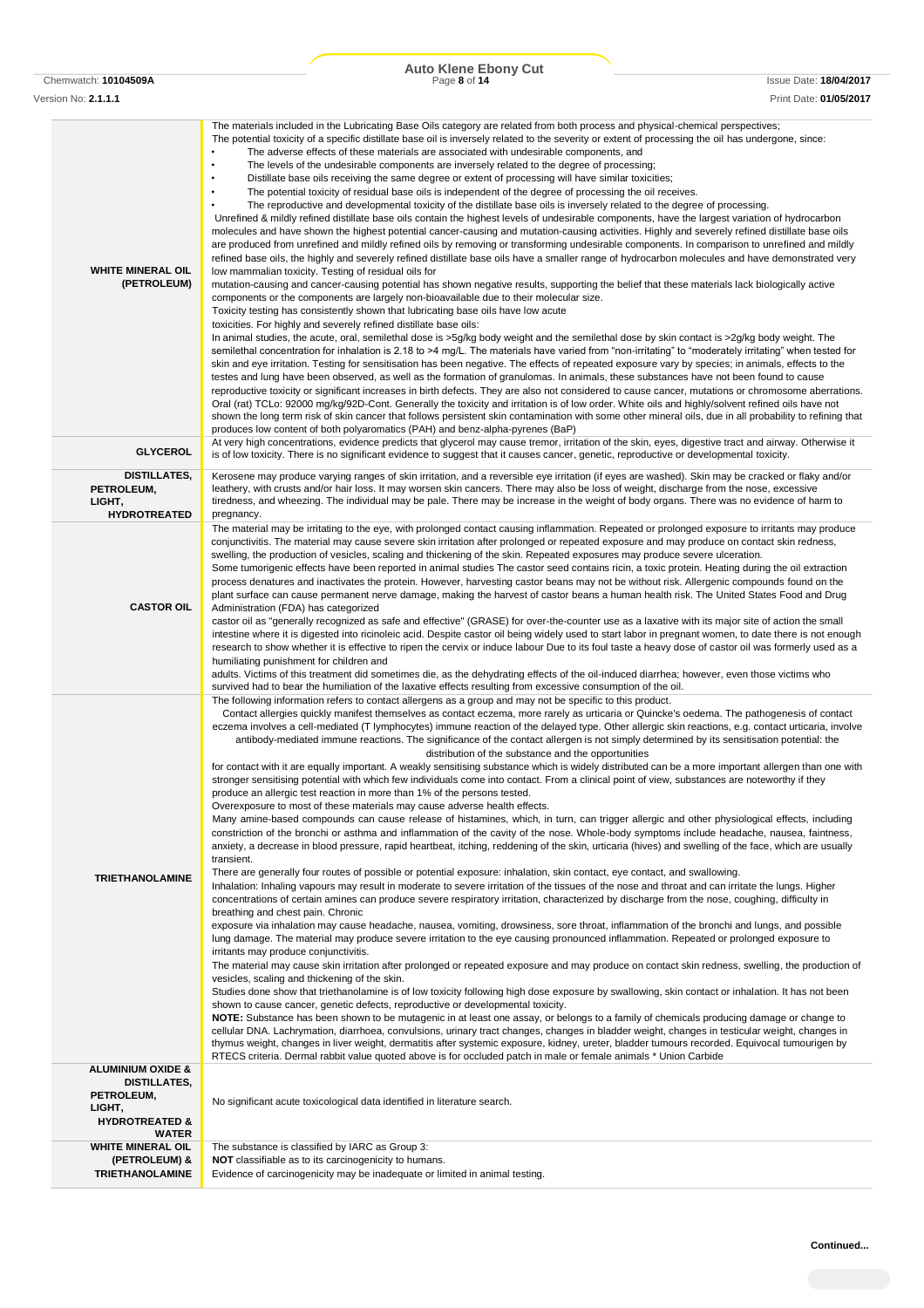| | |
|---|---|
| **WHITE MINERAL OIL (PETROLEUM)** | The materials included in the Lubricating Base Oils category are related from both process and physical-chemical perspectives;<br>The potential toxicity of a specific distillate base oil is inversely related to the severity or extent of processing the oil has undergone, since:<br>• The adverse effects of these materials are associated with undesirable components, and<br>• The levels of the undesirable components are inversely related to the degree of processing;<br>• Distillate base oils receiving the same degree or extent of processing will have similar toxicities;<br>• The potential toxicity of residual base oils is independent of the degree of processing the oil receives.<br>• The reproductive and developmental toxicity of the distillate base oils is inversely related to the degree of processing.<br>Unrefined & mildly refined distillate base oils contain the highest levels of undesirable components, have the largest variation of hydrocarbon molecules and have shown the highest potential cancer-causing and mutation-causing activities. Highly and severely refined distillate base oils are produced from unrefined and mildly refined oils by removing or transforming undesirable components. In comparison to unrefined and mildly refined base oils, the highly and severely refined distillate base oils have a smaller range of hydrocarbon molecules and have demonstrated very low mammalian toxicity. Testing of residual oils for<br>mutation-causing and cancer-causing potential has shown negative results, supporting the belief that these materials lack biologically active components or the components are largely non-bioavailable due to their molecular size.<br>Toxicity testing has consistently shown that lubricating base oils have low acute<br>toxicities. For highly and severely refined distillate base oils:<br>In animal studies, the acute, oral, semilethal dose is >5g/kg body weight and the semilethal dose by skin contact is >2g/kg body weight. The semilethal concentration for inhalation is 2.18 to >4 mg/L. The materials have varied from "non-irritating" to "moderately irritating" when tested for skin and eye irritation. Testing for sensitisation has been negative. The effects of repeated exposure vary by species; in animals, effects to the testes and lung have been observed, as well as the formation of granulomas. In animals, these substances have not been found to cause reproductive toxicity or significant increases in birth defects. They are also not considered to cause cancer, mutations or chromosome aberrations.<br>Oral (rat) TCLo: 92000 mg/kg/92D-Cont. Generally the toxicity and irritation is of low order. White oils and highly/solvent refined oils have not shown the long term risk of skin cancer that follows persistent skin contamination with some other mineral oils, due in all probability to refining that produces low content of both polyaromatics (PAH) and benz-alpha-pyrenes (BaP) |
| **GLYCEROL** | At very high concentrations, evidence predicts that glycerol may cause tremor, irritation of the skin, eyes, digestive tract and airway. Otherwise it is of low toxicity. There is no significant evidence to suggest that it causes cancer, genetic, reproductive or developmental toxicity. |
| **DISTILLATES, PETROLEUM, LIGHT, HYDROTREATED** | Kerosene may produce varying ranges of skin irritation, and a reversible eye irritation (if eyes are washed). Skin may be cracked or flaky and/or leathery, with crusts and/or hair loss. It may worsen skin cancers. There may also be loss of weight, discharge from the nose, excessive tiredness, and wheezing. The individual may be pale. There may be increase in the weight of body organs. There was no evidence of harm to pregnancy. |
| **CASTOR OIL** | The material may be irritating to the eye, with prolonged contact causing inflammation. Repeated or prolonged exposure to irritants may produce conjunctivitis. The material may cause severe skin irritation after prolonged or repeated exposure and may produce on contact skin redness, swelling, the production of vesicles, scaling and thickening of the skin. Repeated exposures may produce severe ulceration.<br>Some tumorigenic effects have been reported in animal studies The castor seed contains ricin, a toxic protein. Heating during the oil extraction process denatures and inactivates the protein. However, harvesting castor beans may not be without risk. Allergenic compounds found on the plant surface can cause permanent nerve damage, making the harvest of castor beans a human health risk. The United States Food and Drug Administration (FDA) has categorized<br>castor oil as "generally recognized as safe and effective" (GRASE) for over-the-counter use as a laxative with its major site of action the small intestine where it is digested into ricinoleic acid. Despite castor oil being widely used to start labor in pregnant women, to date there is not enough research to show whether it is effective to ripen the cervix or induce labour Due to its foul taste a heavy dose of castor oil was formerly used as a humiliating punishment for children and<br>adults. Victims of this treatment did sometimes die, as the dehydrating effects of the oil-induced diarrhea; however, even those victims who survived had to bear the humiliation of the laxative effects resulting from excessive consumption of the oil. |
| **TRIETHANOLAMINE** | The following information refers to contact allergens as a group and may not be specific to this product.<br>Contact allergies quickly manifest themselves as contact eczema, more rarely as urticaria or Quincke's oedema. The pathogenesis of contact eczema involves a cell-mediated (T lymphocytes) immune reaction of the delayed type. Other allergic skin reactions, e.g. contact urticaria, involve antibody-mediated immune reactions. The significance of the contact allergen is not simply determined by its sensitisation potential: the distribution of the substance and the opportunities<br>for contact with it are equally important. A weakly sensitising substance which is widely distributed can be a more important allergen than one with stronger sensitising potential with which few individuals come into contact. From a clinical point of view, substances are noteworthy if they produce an allergic test reaction in more than 1% of the persons tested.<br>Overexposure to most of these materials may cause adverse health effects.<br>Many amine-based compounds can cause release of histamines, which, in turn, can trigger allergic and other physiological effects, including constriction of the bronchi or asthma and inflammation of the cavity of the nose. Whole-body symptoms include headache, nausea, faintness, anxiety, a decrease in blood pressure, rapid heartbeat, itching, reddening of the skin, urticaria (hives) and swelling of the face, which are usually transient.<br>There are generally four routes of possible or potential exposure: inhalation, skin contact, eye contact, and swallowing.<br>Inhalation: Inhaling vapours may result in moderate to severe irritation of the tissues of the nose and throat and can irritate the lungs. Higher concentrations of certain amines can produce severe respiratory irritation, characterized by discharge from the nose, coughing, difficulty in breathing and chest pain. Chronic<br>exposure via inhalation may cause headache, nausea, vomiting, drowsiness, sore throat, inflammation of the bronchi and lungs, and possible lung damage. The material may produce severe irritation to the eye causing pronounced inflammation. Repeated or prolonged exposure to irritants may produce conjunctivitis.<br>The material may cause skin irritation after prolonged or repeated exposure and may produce on contact skin redness, swelling, the production of vesicles, scaling and thickening of the skin.<br>Studies done show that triethanolamine is of low toxicity following high dose exposure by swallowing, skin contact or inhalation. It has not been shown to cause cancer, genetic defects, reproductive or developmental toxicity.<br>**NOTE:** Substance has been shown to be mutagenic in at least one assay, or belongs to a family of chemicals producing damage or change to cellular DNA. Lachrymation, diarrhoea, convulsions, urinary tract changes, changes in bladder weight, changes in testicular weight, changes in thymus weight, changes in liver weight, dermatitis after systemic exposure, kidney, ureter, bladder tumours recorded. Equivocal tumourigen by RTECS criteria. Dermal rabbit value quoted above is for occluded patch in male or female animals * Union Carbide |
| **ALUMINIUM OXIDE & DISTILLATES, PETROLEUM, LIGHT, HYDROTREATED & WATER** | No significant acute toxicological data identified in literature search. |
| **WHITE MINERAL OIL (PETROLEUM) & TRIETHANOLAMINE** | The substance is classified by IARC as Group 3:<br>**NOT** classifiable as to its carcinogenicity to humans.<br>Evidence of carcinogenicity may be inadequate or limited in animal testing. |

**Continued...**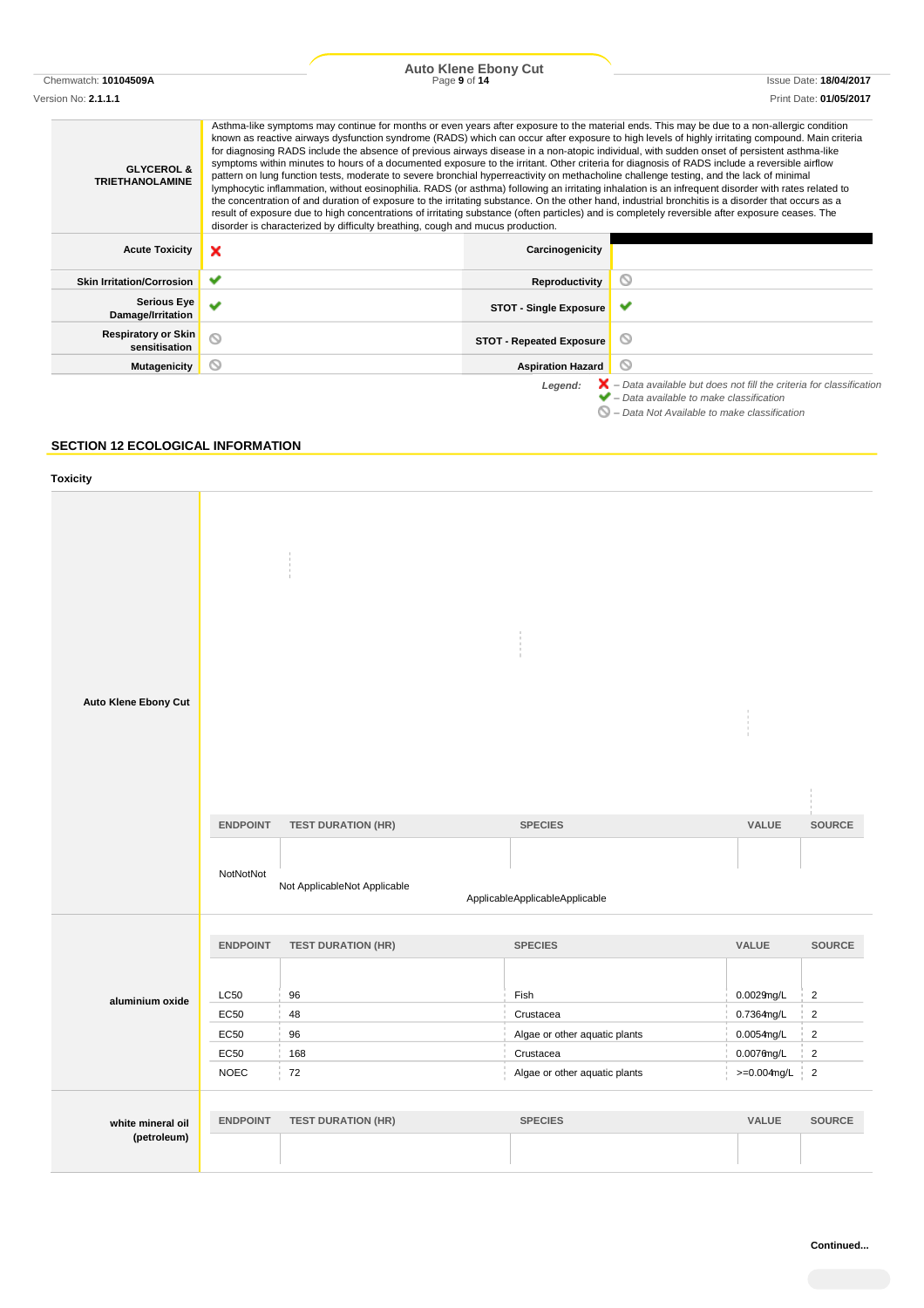| | |
|---|---|
| **GLYCEROL & TRIETHANOLAMINE** | Asthma-like symptoms may continue for months or even years after exposure to the material ends. This may be due to a non-allergic condition known as reactive airways dysfunction syndrome (RADS) which can occur after exposure to high levels of highly irritating compound. Main criteria for diagnosing RADS include the absence of previous airways disease in a non-atopic individual, with sudden onset of persistent asthma-like symptoms within minutes to hours of a documented exposure to the irritant. Other criteria for diagnosis of RADS include a reversible airflow pattern on lung function tests, moderate to severe bronchial hyperreactivity on methacholine challenge testing, and the lack of minimal lymphocytic inflammation, without eosinophilia. RADS (or asthma) following an irritating inhalation is an infrequent disorder with rates related to the concentration of and duration of exposure to the irritating substance. On the other hand, industrial bronchitis is a disorder that occurs as a result of exposure due to high concentrations of irritating substance (often particles) and is completely reversible after exposure ceases. The disorder is characterized by difficulty breathing, cough and mucus production. |

| | | | |
|---|---|---|---|
| **Acute Toxicity** | ✘ | **Carcinogenicity** | |
| **Skin Irritation/Corrosion** | ✔ | **Reproductivity** | ⦸ |
| **Serious Eye Damage/Irritation** | ✔ | **STOT - Single Exposure** | ✔ |
| **Respiratory or Skin sensitisation** | ⦸ | **STOT - Repeated Exposure** | ⦸ |
| **Mutagenicity** | ⦸ | **Aspiration Hazard** | ⦸ |

*Legend:* ✘ – *Data available but does not fill the criteria for classification*
✔ – *Data available to make classification*
⦸ – *Data Not Available to make classification*

## SECTION 12 ECOLOGICAL INFORMATION

### Toxicity

**Auto Klene Ebony Cut**

| ENDPOINT | TEST DURATION (HR) | SPECIES | VALUE | SOURCE |
|---|---|---|---|---|
| NotNotNot | Not ApplicableNot Applicable | ApplicableApplicableApplicable | | |

**aluminium oxide**

| ENDPOINT | TEST DURATION (HR) | SPECIES | VALUE | SOURCE |
|---|---|---|---|---|
| LC50 | 96 | Fish | 0.0029mg/L | 2 |
| EC50 | 48 | Crustacea | 0.7364mg/L | 2 |
| EC50 | 96 | Algae or other aquatic plants | 0.0054mg/L | 2 |
| EC50 | 168 | Crustacea | 0.0076mg/L | 2 |
| NOEC | 72 | Algae or other aquatic plants | >=0.004mg/L | 2 |

**white mineral oil (petroleum)**

| ENDPOINT | TEST DURATION (HR) | SPECIES | VALUE | SOURCE |
|---|---|---|---|---|
| | | | | |

**Continued...**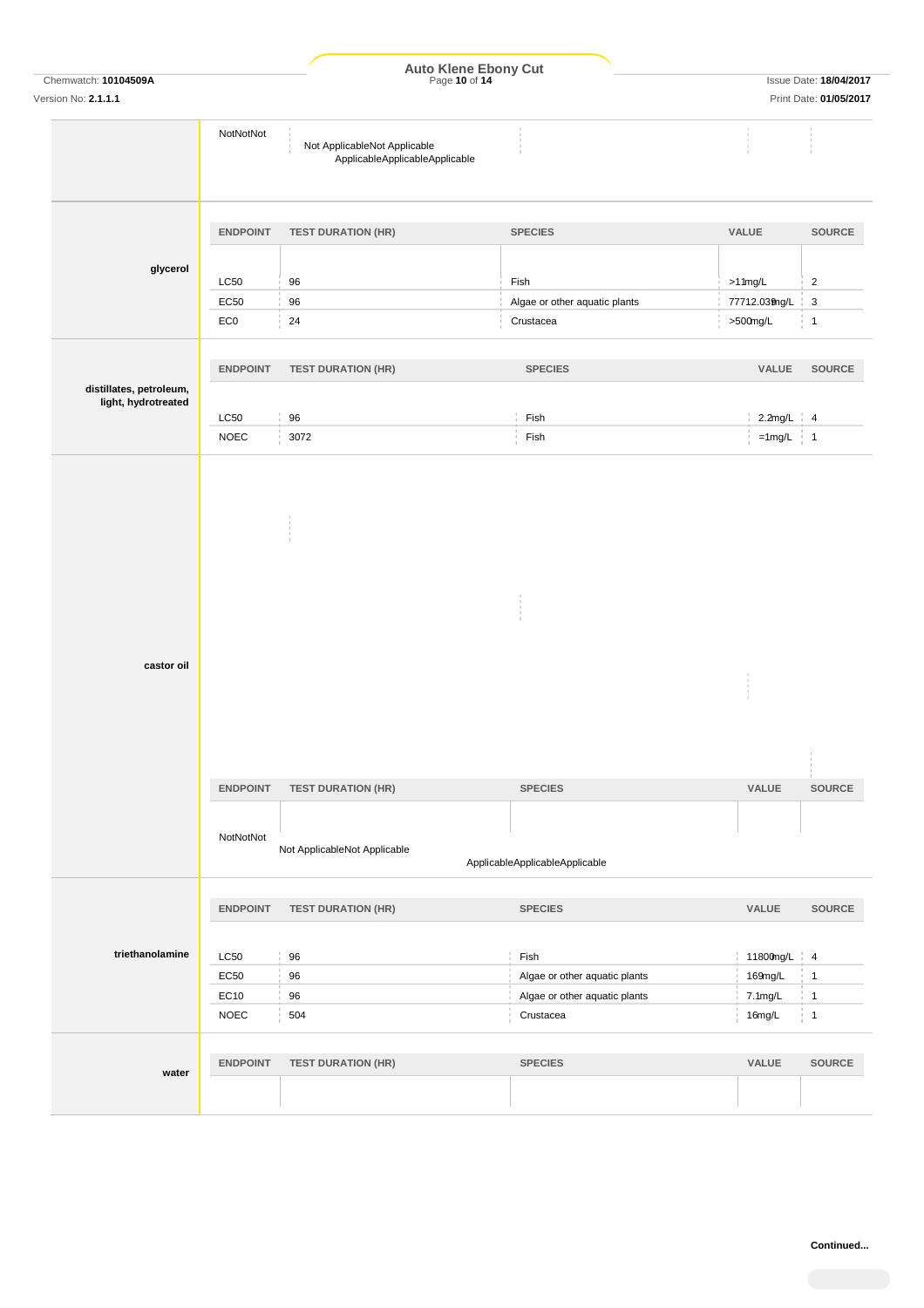| | | | | | |
|---|---|---|---|---|---|
| | NotNotNot | Not ApplicableNot Applicable ApplicableApplicableApplicable | | | |

| | ENDPOINT | TEST DURATION (HR) | SPECIES | VALUE | SOURCE |
|---|---|---|---|---|---|
| **glycerol** | LC50 | 96 | Fish | >11mg/L | 2 |
| | EC50 | 96 | Algae or other aquatic plants | 77712.039mg/L | 3 |
| | EC0 | 24 | Crustacea | >500mg/L | 1 |

| | ENDPOINT | TEST DURATION (HR) | SPECIES | VALUE | SOURCE |
|---|---|---|---|---|---|
| **distillates, petroleum, light, hydrotreated** | LC50 | 96 | Fish | 2.2mg/L | 4 |
| | NOEC | 3072 | Fish | =1mg/L | 1 |

| | ENDPOINT | TEST DURATION (HR) | SPECIES | VALUE | SOURCE |
|---|---|---|---|---|---|
| **castor oil** | NotNotNot | Not ApplicableNot Applicable | ApplicableApplicableApplicable | | |

| | ENDPOINT | TEST DURATION (HR) | SPECIES | VALUE | SOURCE |
|---|---|---|---|---|---|
| **triethanolamine** | LC50 | 96 | Fish | 11800mg/L | 4 |
| | EC50 | 96 | Algae or other aquatic plants | 169mg/L | 1 |
| | EC10 | 96 | Algae or other aquatic plants | 7.1mg/L | 1 |
| | NOEC | 504 | Crustacea | 16mg/L | 1 |

| | ENDPOINT | TEST DURATION (HR) | SPECIES | VALUE | SOURCE |
|---|---|---|---|---|---|
| **water** | | | | | |

**Continued...**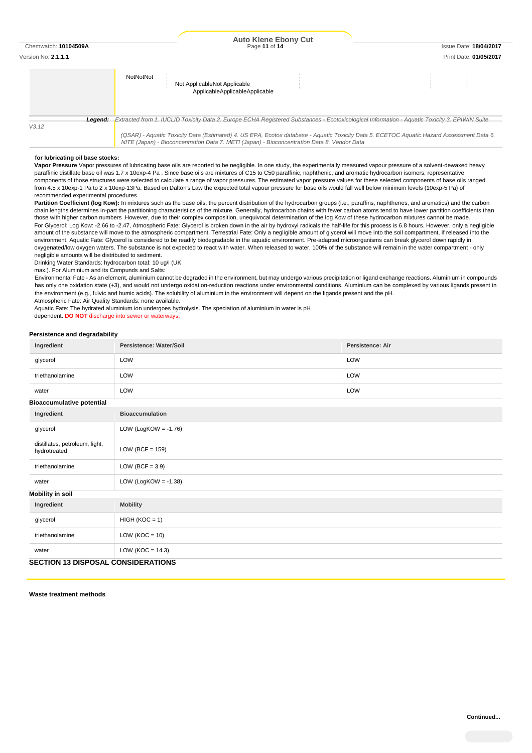| | NotNotNot | Not ApplicableNot Applicable ApplicableApplicableApplicable | | | |
|---|---|---|---|---|---|

*Legend:* *Extracted from 1. IUCLID Toxicity Data 2. Europe ECHA Registered Substances - Ecotoxicological Information - Aquatic Toxicity 3. EPIWIN Suite V3.12 (QSAR) - Aquatic Toxicity Data (Estimated) 4. US EPA, Ecotox database - Aquatic Toxicity Data 5. ECETOC Aquatic Hazard Assessment Data 6. NITE (Japan) - Bioconcentration Data 7. METI (Japan) - Bioconcentration Data 8. Vendor Data*

**for lubricating oil base stocks:**

**Vapor Pressure** Vapor pressures of lubricating base oils are reported to be negligible. In one study, the experimentally measured vapour pressure of a solvent-dewaxed heavy paraffinic distillate base oil was 1.7 x 10exp-4 Pa . Since base oils are mixtures of C15 to C50 paraffinic, naphthenic, and aromatic hydrocarbon isomers, representative components of those structures were selected to calculate a range of vapor pressures. The estimated vapor pressure values for these selected components of base oils ranged from 4.5 x 10exp-1 Pa to 2 x 10exp-13Pa. Based on Dalton's Law the expected total vapour pressure for base oils would fall well below minimum levels (10exp-5 Pa) of recommended experimental procedures.

**Partition Coefficient (log Kow):** In mixtures such as the base oils, the percent distribution of the hydrocarbon groups (i.e., paraffins, naphthenes, and aromatics) and the carbon chain lengths determines in-part the partitioning characteristics of the mixture. Generally, hydrocarbon chains with fewer carbon atoms tend to have lower partition coefficients than those with higher carbon numbers .However, due to their complex composition, unequivocal determination of the log Kow of these hydrocarbon mixtures cannot be made.

For Glycerol: Log Kow: -2.66 to -2.47, Atmospheric Fate: Glycerol is broken down in the air by hydroxyl radicals the half-life for this process is 6.8 hours. However, only a negligible amount of the substance will move to the atmospheric compartment. Terrestrial Fate: Only a negligible amount of glycerol will move into the soil compartment, if released into the environment. Aquatic Fate: Glycerol is considered to be readily biodegradable in the aquatic environment. Pre-adapted microorganisms can break glycerol down rapidly in oxygenated/low oxygen waters. The substance is not expected to react with water. When released to water, 100% of the substance will remain in the water compartment - only negligible amounts will be distributed to sediment.

Drinking Water Standards: hydrocarbon total: 10 ug/l (UK max.). For Aluminium and its Compunds and Salts:

Environmental Fate - As an element, aluminium cannot be degraded in the environment, but may undergo various precipitation or ligand exchange reactions. Aluminium in compounds has only one oxidation state (+3), and would not undergo oxidation-reduction reactions under environmental conditions. Aluminium can be complexed by various ligands present in the environment (e.g., fulvic and humic acids). The solubility of aluminium in the environment will depend on the ligands present and the pH.

Atmospheric Fate: Air Quality Standards: none available.

Aquatic Fate: The hydrated aluminium ion undergoes hydrolysis. The speciation of aluminium in water is pH dependent. **DO NOT** discharge into sewer or waterways.

### Persistence and degradability

| Ingredient | Persistence: Water/Soil | Persistence: Air |
|---|---|---|
| glycerol | LOW | LOW |
| triethanolamine | LOW | LOW |
| water | LOW | LOW |

### Bioaccumulative potential

| Ingredient | Bioaccumulation |
|---|---|
| glycerol | LOW (LogKOW = -1.76) |
| distillates, petroleum, light, hydrotreated | LOW (BCF = 159) |
| triethanolamine | LOW (BCF = 3.9) |
| water | LOW (LogKOW = -1.38) |

### Mobility in soil

| Ingredient | Mobility |
|---|---|
| glycerol | HIGH (KOC = 1) |
| triethanolamine | LOW (KOC = 10) |
| water | LOW (KOC = 14.3) |

## SECTION 13 DISPOSAL CONSIDERATIONS

### Waste treatment methods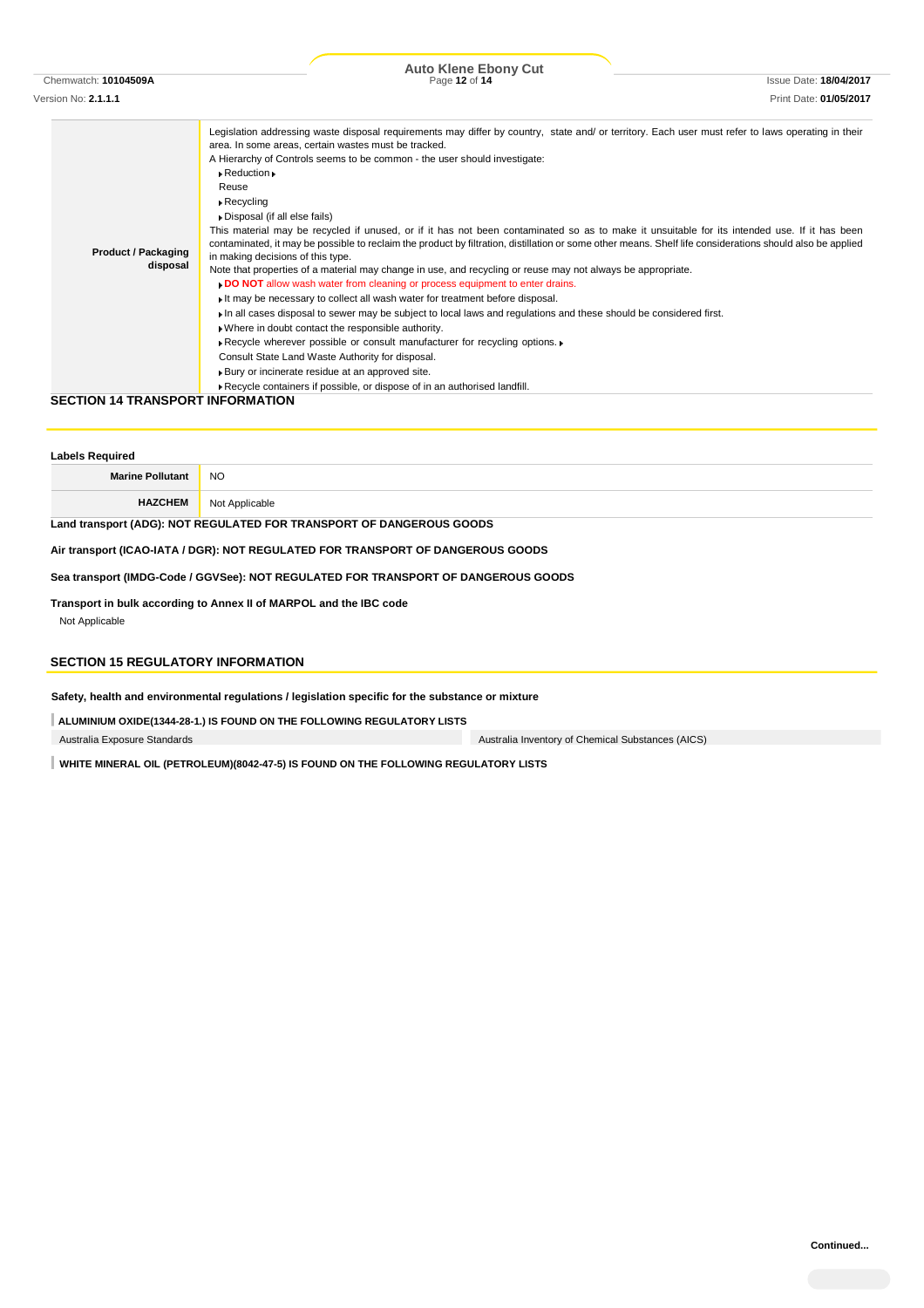| | |
|---|---|
| **Product / Packaging disposal** | Legislation addressing waste disposal requirements may differ by country, state and/ or territory. Each user must refer to laws operating in their area. In some areas, certain wastes must be tracked.<br>A Hierarchy of Controls seems to be common - the user should investigate:<br>▸ Reduction ▸<br>Reuse<br>▸ Recycling<br>▸ Disposal (if all else fails)<br>This material may be recycled if unused, or if it has not been contaminated so as to make it unsuitable for its intended use. If it has been contaminated, it may be possible to reclaim the product by filtration, distillation or some other means. Shelf life considerations should also be applied in making decisions of this type.<br>Note that properties of a material may change in use, and recycling or reuse may not always be appropriate.<br>▸ **DO NOT** allow wash water from cleaning or process equipment to enter drains.<br>▸ It may be necessary to collect all wash water for treatment before disposal.<br>▸ In all cases disposal to sewer may be subject to local laws and regulations and these should be considered first.<br>▸ Where in doubt contact the responsible authority.<br>▸ Recycle wherever possible or consult manufacturer for recycling options. ▸<br>Consult State Land Waste Authority for disposal.<br>▸ Bury or incinerate residue at an approved site.<br>▸ Recycle containers if possible, or dispose of in an authorised landfill. |

## SECTION 14 TRANSPORT INFORMATION

**Labels Required**

| | |
|---|---|
| **Marine Pollutant** | NO |
| **HAZCHEM** | Not Applicable |

**Land transport (ADG): NOT REGULATED FOR TRANSPORT OF DANGEROUS GOODS**

**Air transport (ICAO-IATA / DGR): NOT REGULATED FOR TRANSPORT OF DANGEROUS GOODS**

**Sea transport (IMDG-Code / GGVSee): NOT REGULATED FOR TRANSPORT OF DANGEROUS GOODS**

**Transport in bulk according to Annex II of MARPOL and the IBC code**

Not Applicable

## SECTION 15 REGULATORY INFORMATION

**Safety, health and environmental regulations / legislation specific for the substance or mixture**

**ALUMINIUM OXIDE(1344-28-1.) IS FOUND ON THE FOLLOWING REGULATORY LISTS**

| | |
|---|---|
| Australia Exposure Standards | Australia Inventory of Chemical Substances (AICS) |

**WHITE MINERAL OIL (PETROLEUM)(8042-47-5) IS FOUND ON THE FOLLOWING REGULATORY LISTS**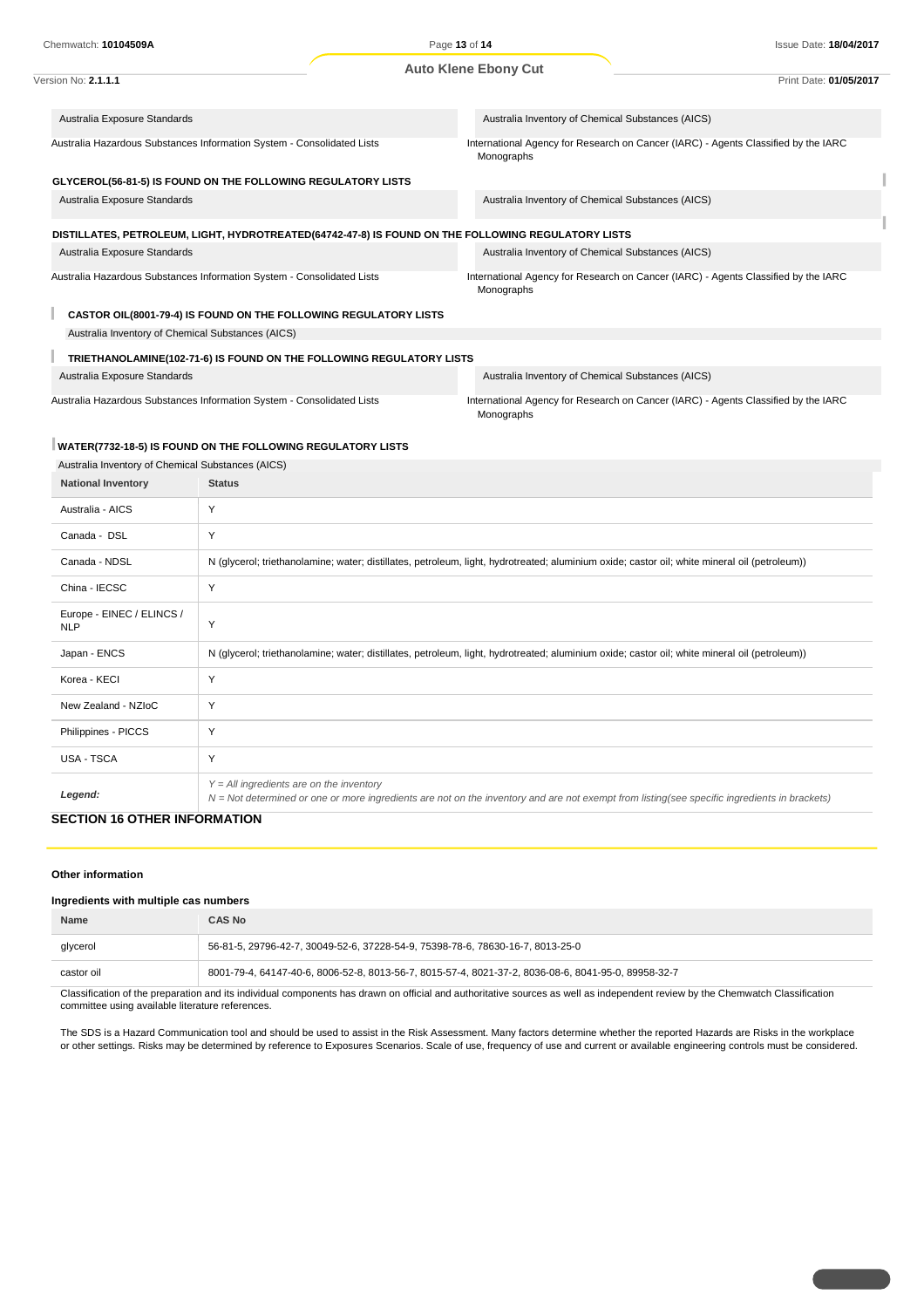| | |
|---|---|
| Australia Exposure Standards | Australia Inventory of Chemical Substances (AICS) |
| Australia Hazardous Substances Information System - Consolidated Lists | International Agency for Research on Cancer (IARC) - Agents Classified by the IARC Monographs |

**GLYCEROL(56-81-5) IS FOUND ON THE FOLLOWING REGULATORY LISTS**

| | |
|---|---|
| Australia Exposure Standards | Australia Inventory of Chemical Substances (AICS) |

**DISTILLATES, PETROLEUM, LIGHT, HYDROTREATED(64742-47-8) IS FOUND ON THE FOLLOWING REGULATORY LISTS**

| | |
|---|---|
| Australia Exposure Standards | Australia Inventory of Chemical Substances (AICS) |
| Australia Hazardous Substances Information System - Consolidated Lists | International Agency for Research on Cancer (IARC) - Agents Classified by the IARC Monographs |

**CASTOR OIL(8001-79-4) IS FOUND ON THE FOLLOWING REGULATORY LISTS**

Australia Inventory of Chemical Substances (AICS)

**TRIETHANOLAMINE(102-71-6) IS FOUND ON THE FOLLOWING REGULATORY LISTS**

| | |
|---|---|
| Australia Exposure Standards | Australia Inventory of Chemical Substances (AICS) |
| Australia Hazardous Substances Information System - Consolidated Lists | International Agency for Research on Cancer (IARC) - Agents Classified by the IARC Monographs |

**WATER(7732-18-5) IS FOUND ON THE FOLLOWING REGULATORY LISTS**

Australia Inventory of Chemical Substances (AICS)

| National Inventory | Status |
|---|---|
| Australia - AICS | Y |
| Canada - DSL | Y |
| Canada - NDSL | N (glycerol; triethanolamine; water; distillates, petroleum, light, hydrotreated; aluminium oxide; castor oil; white mineral oil (petroleum)) |
| China - IECSC | Y |
| Europe - EINEC / ELINCS / NLP | Y |
| Japan - ENCS | N (glycerol; triethanolamine; water; distillates, petroleum, light, hydrotreated; aluminium oxide; castor oil; white mineral oil (petroleum)) |
| Korea - KECI | Y |
| New Zealand - NZIoC | Y |
| Philippines - PICCS | Y |
| USA - TSCA | Y |
| ***Legend:*** | *Y = All ingredients are on the inventory*<br>*N = Not determined or one or more ingredients are not on the inventory and are not exempt from listing(see specific ingredients in brackets)* |

## SECTION 16 OTHER INFORMATION

### Other information

### Ingredients with multiple cas numbers

| Name | CAS No |
|---|---|
| glycerol | 56-81-5, 29796-42-7, 30049-52-6, 37228-54-9, 75398-78-6, 78630-16-7, 8013-25-0 |
| castor oil | 8001-79-4, 64147-40-6, 8006-52-8, 8013-56-7, 8015-57-4, 8021-37-2, 8036-08-6, 8041-95-0, 89958-32-7 |

Classification of the preparation and its individual components has drawn on official and authoritative sources as well as independent review by the Chemwatch Classification committee using available literature references.

The SDS is a Hazard Communication tool and should be used to assist in the Risk Assessment. Many factors determine whether the reported Hazards are Risks in the workplace or other settings. Risks may be determined by reference to Exposures Scenarios. Scale of use, frequency of use and current or available engineering controls must be considered.